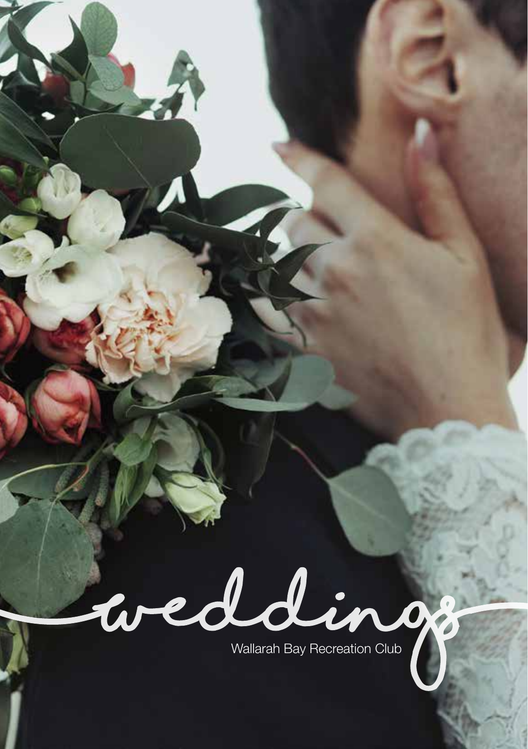# weddings

Wallarah Bay Recreation Club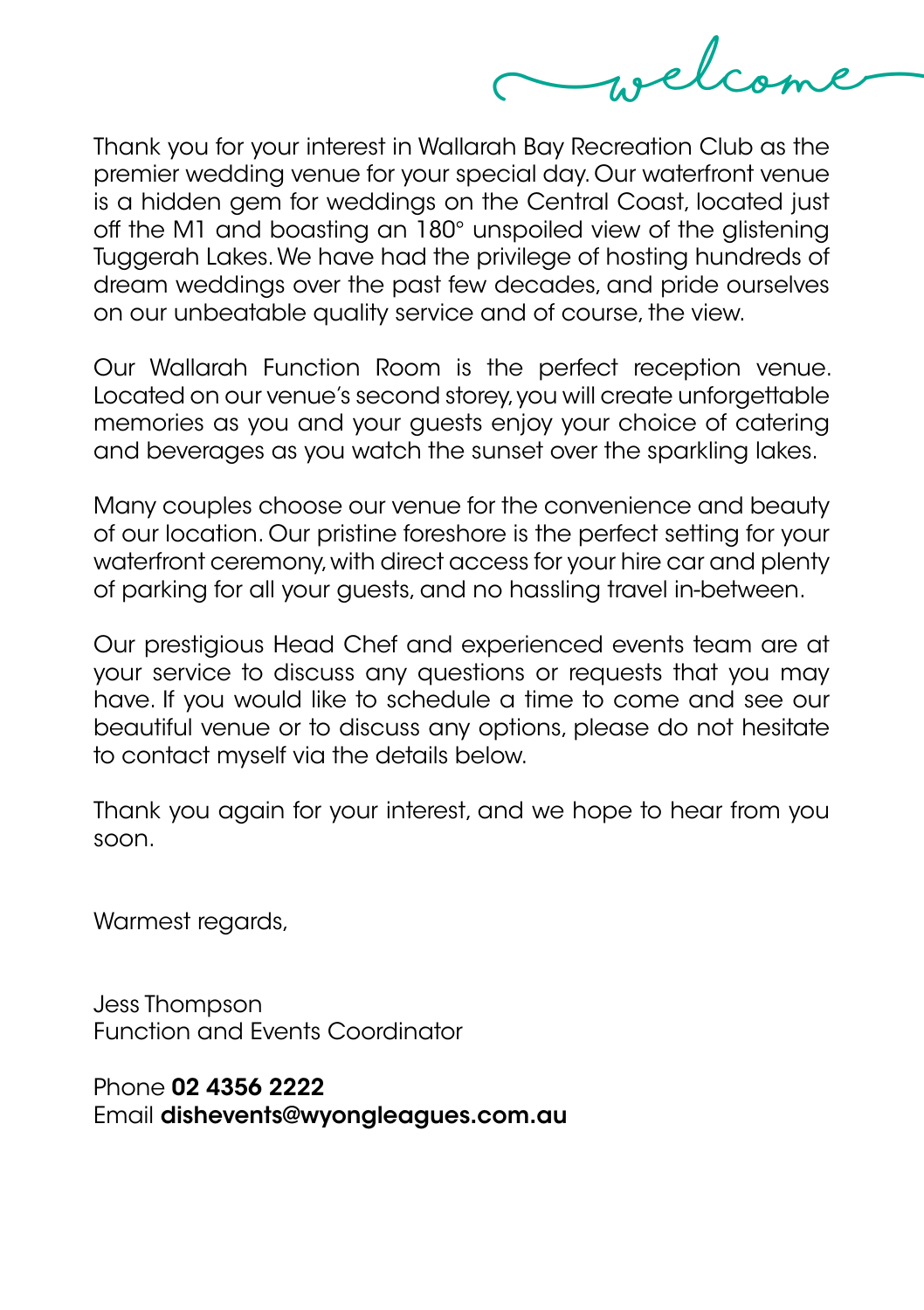# welcome

Thank you for your interest in Wallarah Bay Recreation Club as the premier wedding venue for your special day. Our waterfront venue is a hidden gem for weddings on the Central Coast, located just off the M1 and boasting an 180° unspoiled view of the glistening Tuggerah Lakes. We have had the privilege of hosting hundreds of dream weddings over the past few decades, and pride ourselves on our unbeatable quality service and of course, the view.

Our Wallarah Function Room is the perfect reception venue. Located on our venue's second storey, you will create unforgettable memories as you and your guests enjoy your choice of catering and beverages as you watch the sunset over the sparkling lakes.

Many couples choose our venue for the convenience and beauty of our location. Our pristine foreshore is the perfect setting for your waterfront ceremony, with direct access for your hire car and plenty of parking for all your guests, and no hassling travel in-between.

Our prestigious Head Chef and experienced events team are at your service to discuss any questions or requests that you may have. If you would like to schedule a time to come and see our beautiful venue or to discuss any options, please do not hesitate to contact myself via the details below.

Thank you again for your interest, and we hope to hear from you soon.

Warmest regards,

Jess Thompson
Function and Events Coordinator

Phone **02 4356 2222**
Email **dishevents@wyongleagues.com.au**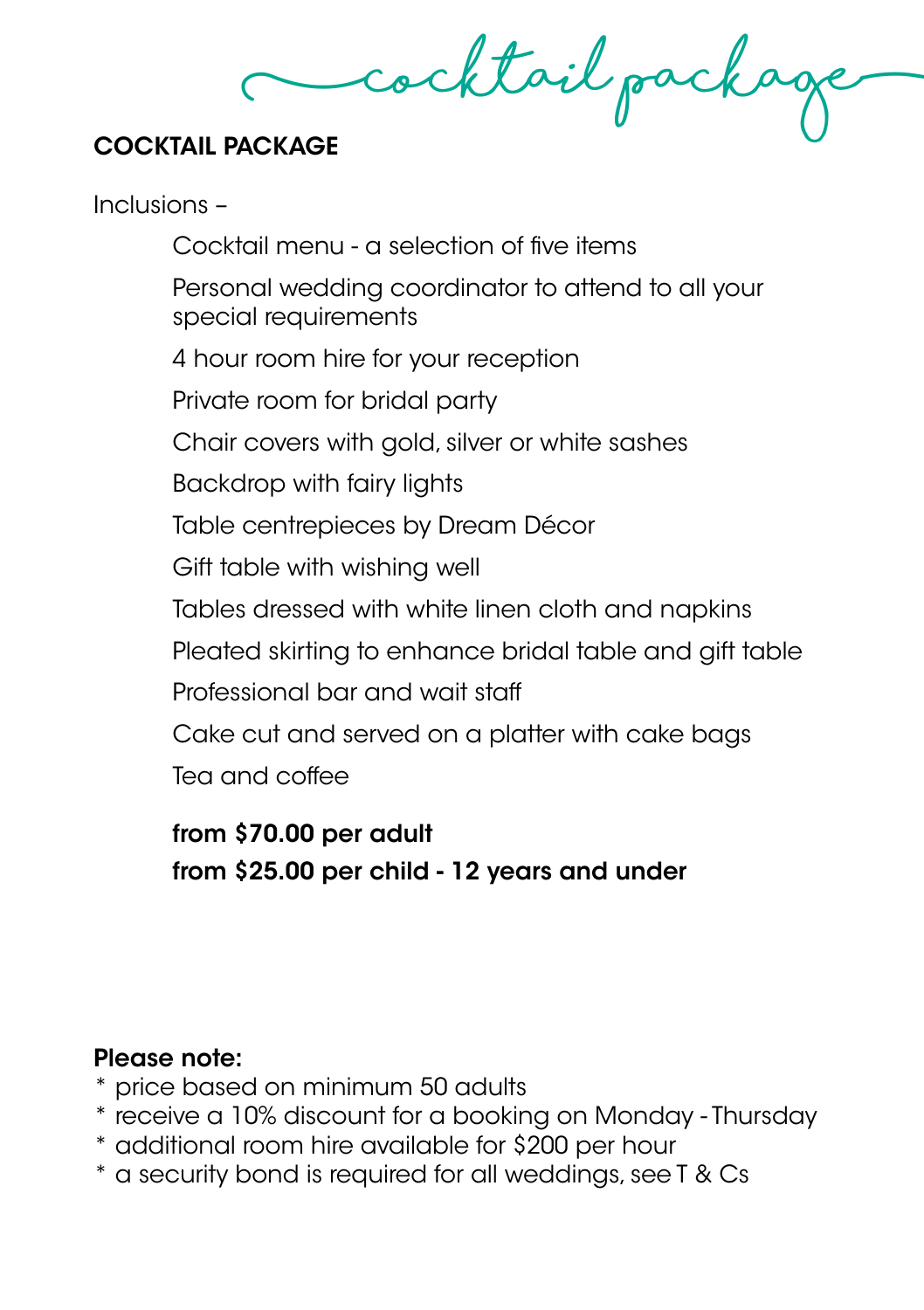*cocktail package*

## COCKTAIL PACKAGE

Inclusions –

- Cocktail menu - a selection of five items
- Personal wedding coordinator to attend to all your special requirements
- 4 hour room hire for your reception
- Private room for bridal party
- Chair covers with gold, silver or white sashes
- Backdrop with fairy lights
- Table centrepieces by Dream Décor
- Gift table with wishing well
- Tables dressed with white linen cloth and napkins
- Pleated skirting to enhance bridal table and gift table
- Professional bar and wait staff
- Cake cut and served on a platter with cake bags
- Tea and coffee

**from $70.00 per adult**
**from $25.00 per child - 12 years and under**

**Please note:**

* price based on minimum 50 adults
* receive a 10% discount for a booking on Monday - Thursday
* additional room hire available for $200 per hour
* a security bond is required for all weddings, see T & Cs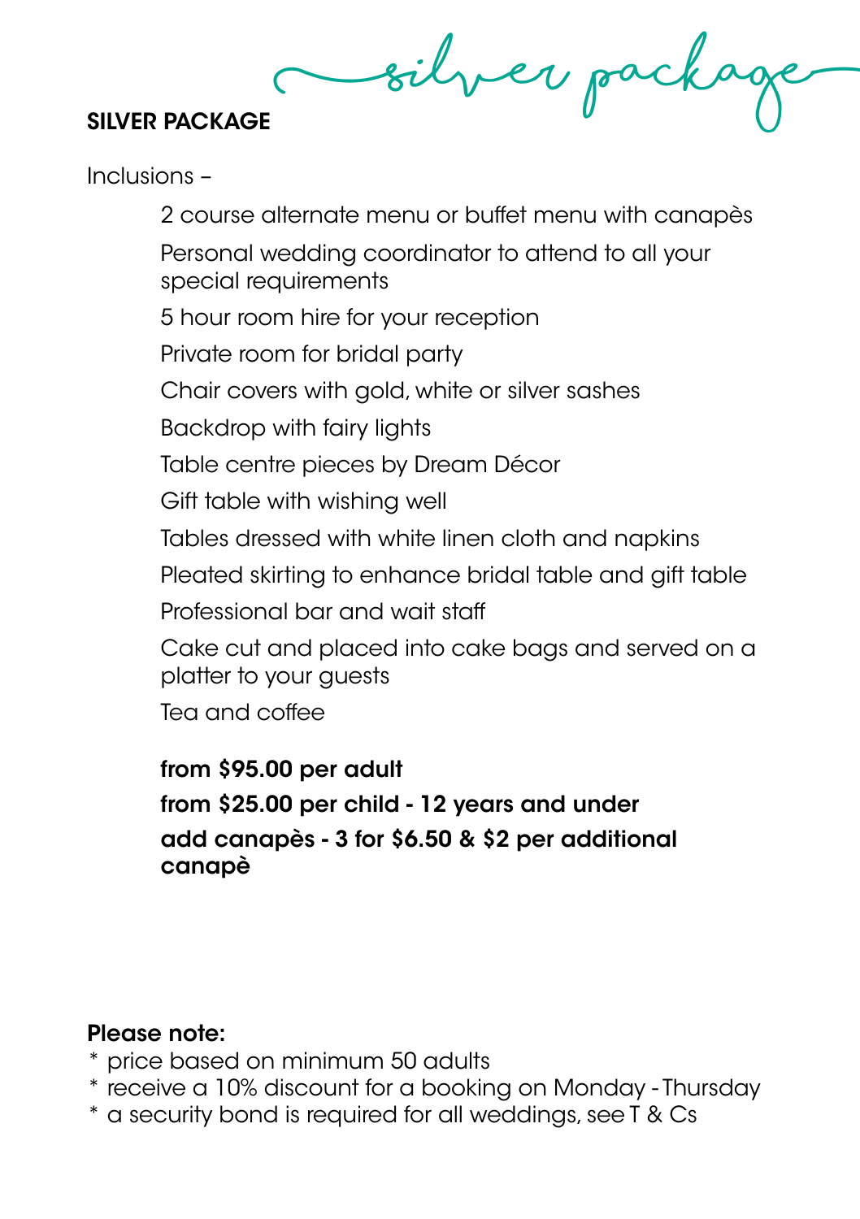silver package

## SILVER PACKAGE

Inclusions –

- 2 course alternate menu or buffet menu with canapès
- Personal wedding coordinator to attend to all your special requirements
- 5 hour room hire for your reception
- Private room for bridal party
- Chair covers with gold, white or silver sashes
- Backdrop with fairy lights
- Table centre pieces by Dream Décor
- Gift table with wishing well
- Tables dressed with white linen cloth and napkins
- Pleated skirting to enhance bridal table and gift table
- Professional bar and wait staff
- Cake cut and placed into cake bags and served on a platter to your guests
- Tea and coffee

**from $95.00 per adult**

**from $25.00 per child - 12 years and under**

**add canapès - 3 for $6.50 & $2 per additional canapè**

**Please note:**

* price based on minimum 50 adults
* receive a 10% discount for a booking on Monday - Thursday
* a security bond is required for all weddings, see T & Cs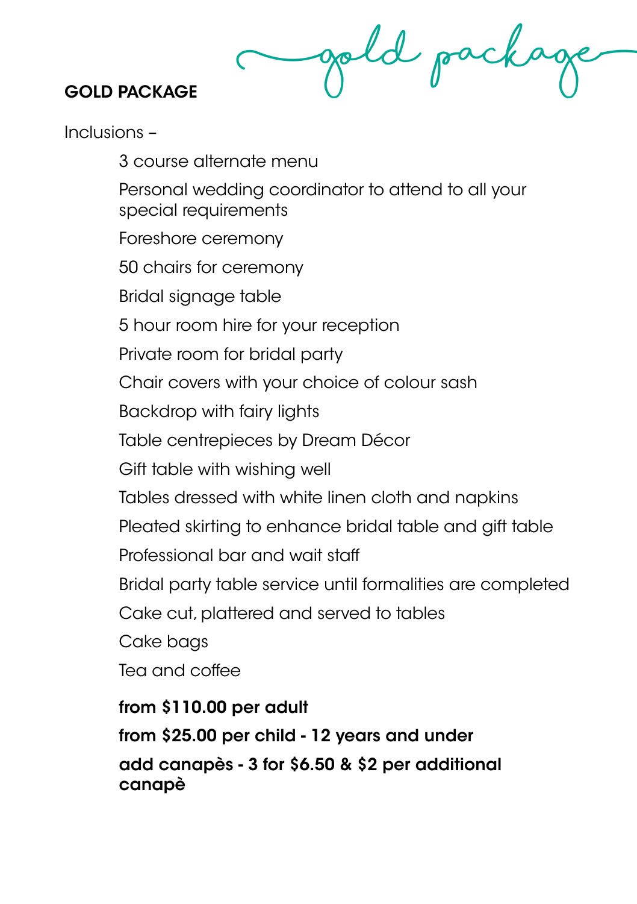# GOLD PACKAGE

gold package

Inclusions –

- 3 course alternate menu
- Personal wedding coordinator to attend to all your special requirements
- Foreshore ceremony
- 50 chairs for ceremony
- Bridal signage table
- 5 hour room hire for your reception
- Private room for bridal party
- Chair covers with your choice of colour sash
- Backdrop with fairy lights
- Table centrepieces by Dream Décor
- Gift table with wishing well
- Tables dressed with white linen cloth and napkins
- Pleated skirting to enhance bridal table and gift table
- Professional bar and wait staff
- Bridal party table service until formalities are completed
- Cake cut, plattered and served to tables
- Cake bags
- Tea and coffee

**from $110.00 per adult**

**from $25.00 per child - 12 years and under**

**add canapès - 3 for $6.50 & $2 per additional canapè**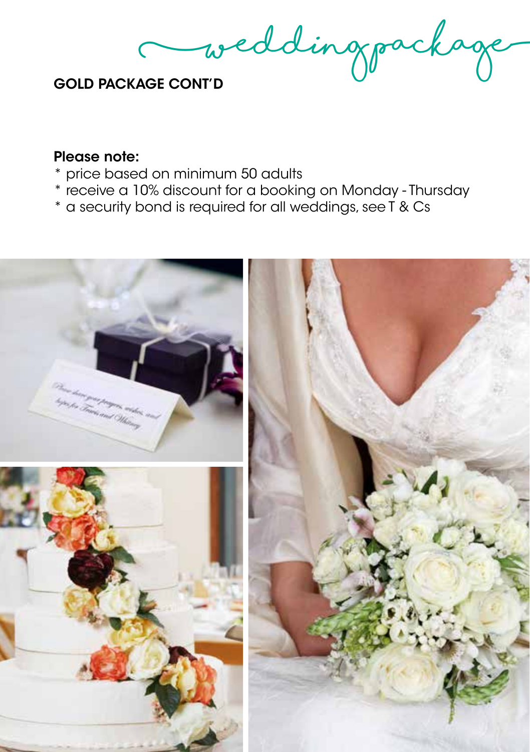weddingpackage

## GOLD PACKAGE CONT'D

**Please note:**

* price based on minimum 50 adults
* receive a 10% discount for a booking on Monday - Thursday
* a security bond is required for all weddings, see T & Cs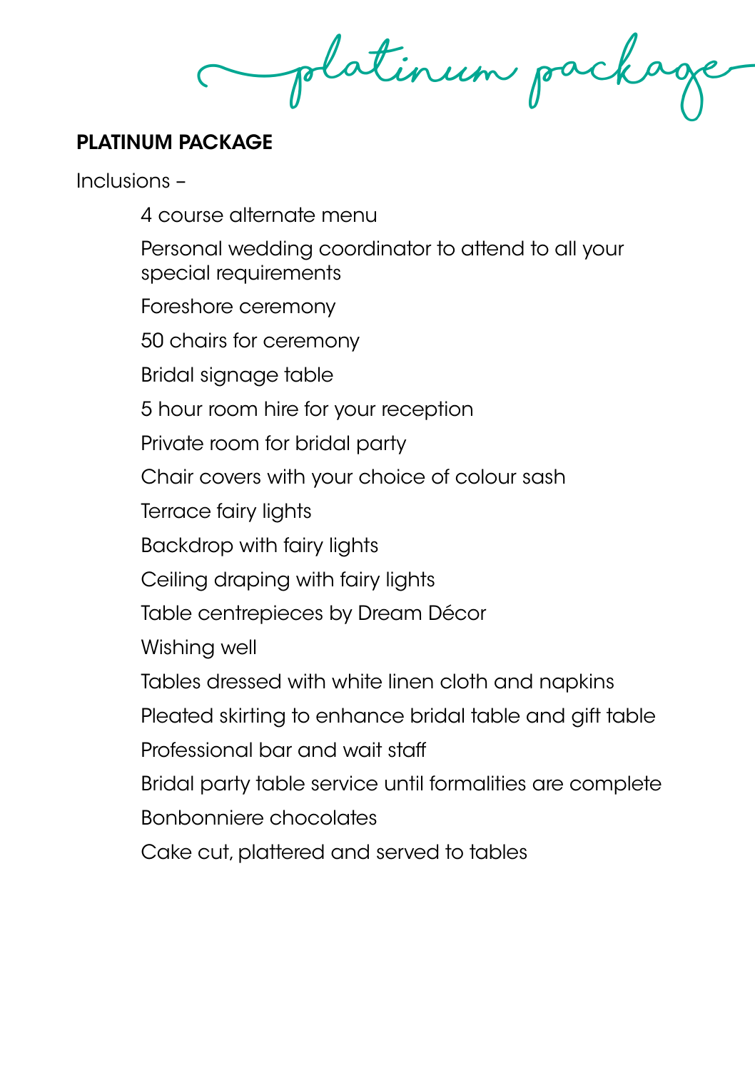*platinum package*

## PLATINUM PACKAGE

Inclusions –

- 4 course alternate menu
- Personal wedding coordinator to attend to all your special requirements
- Foreshore ceremony
- 50 chairs for ceremony
- Bridal signage table
- 5 hour room hire for your reception
- Private room for bridal party
- Chair covers with your choice of colour sash
- Terrace fairy lights
- Backdrop with fairy lights
- Ceiling draping with fairy lights
- Table centrepieces by Dream Décor
- Wishing well
- Tables dressed with white linen cloth and napkins
- Pleated skirting to enhance bridal table and gift table
- Professional bar and wait staff
- Bridal party table service until formalities are complete
- Bonbonniere chocolates
- Cake cut, plattered and served to tables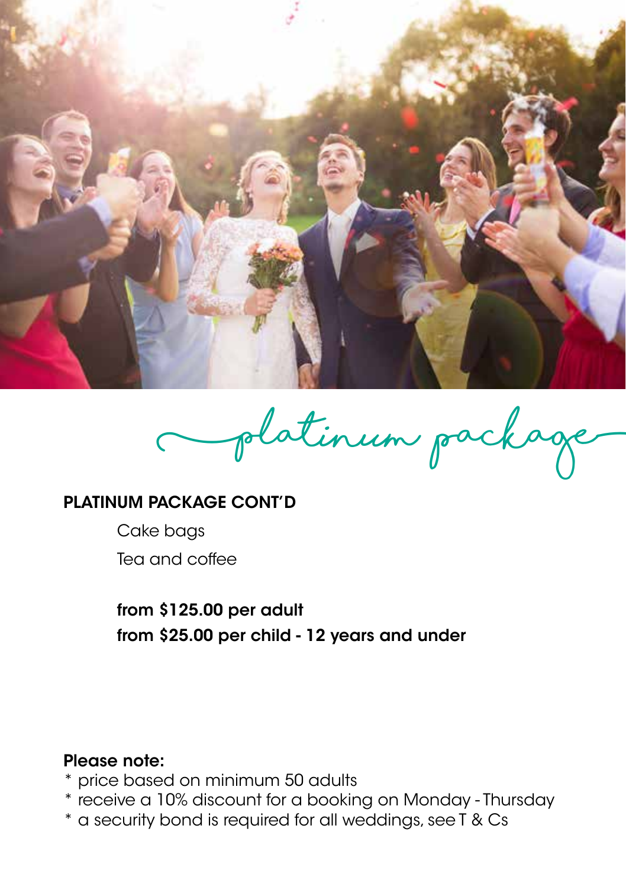# platinum package

**PLATINUM PACKAGE CONT'D**

Cake bags

Tea and coffee

**from $125.00 per adult**
**from $25.00 per child - 12 years and under**

**Please note:**
* price based on minimum 50 adults
* receive a 10% discount for a booking on Monday - Thursday
* a security bond is required for all weddings, see T & Cs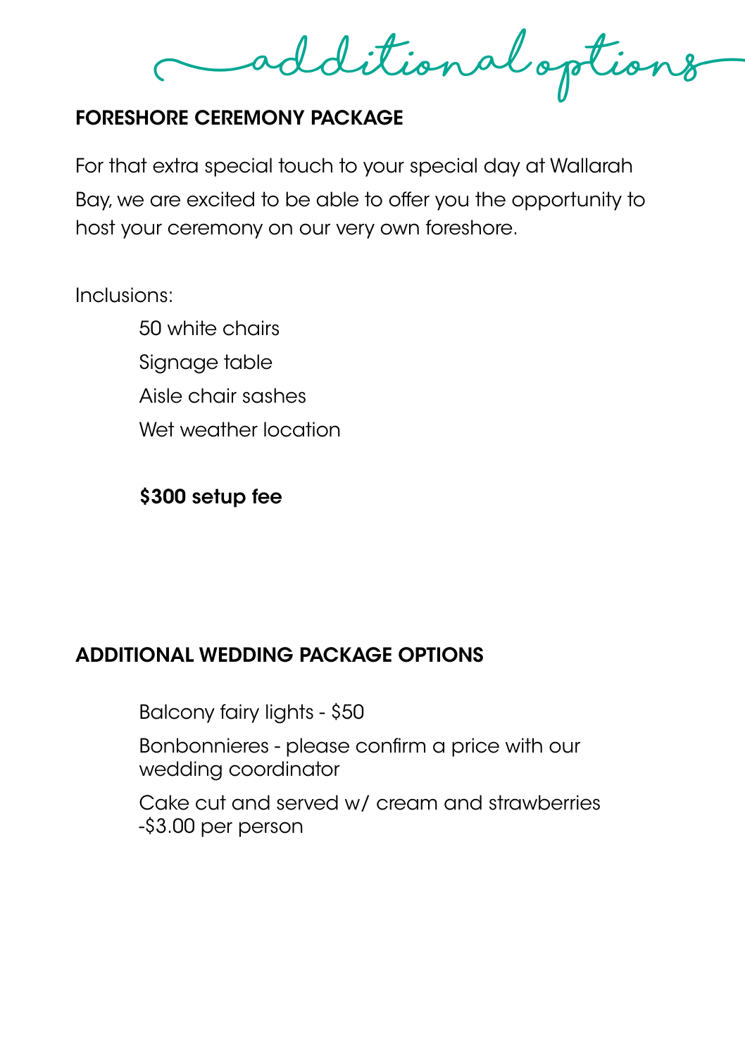# additional options

## FORESHORE CEREMONY PACKAGE

For that extra special touch to your special day at Wallarah Bay, we are excited to be able to offer you the opportunity to host your ceremony on our very own foreshore.

Inclusions:

- 50 white chairs
- Signage table
- Aisle chair sashes
- Wet weather location

**$300 setup fee**

## ADDITIONAL WEDDING PACKAGE OPTIONS

- Balcony fairy lights - $50
- Bonbonnieres - please confirm a price with our wedding coordinator
- Cake cut and served w/ cream and strawberries -$3.00 per person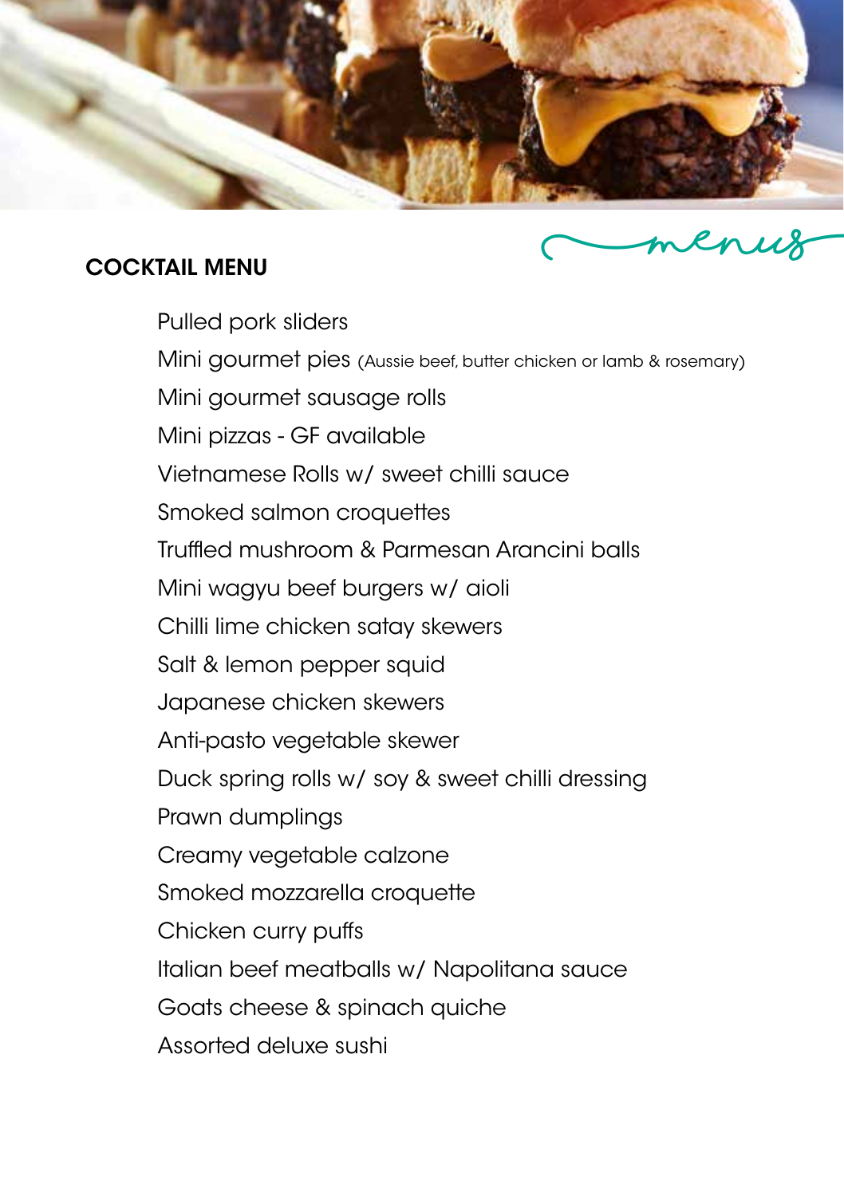## COCKTAIL MENU

menus

Pulled pork sliders

Mini gourmet pies (Aussie beef, butter chicken or lamb & rosemary)

Mini gourmet sausage rolls

Mini pizzas - GF available

Vietnamese Rolls w/ sweet chilli sauce

Smoked salmon croquettes

Truffled mushroom & Parmesan Arancini balls

Mini wagyu beef burgers w/ aioli

Chilli lime chicken satay skewers

Salt & lemon pepper squid

Japanese chicken skewers

Anti-pasto vegetable skewer

Duck spring rolls w/ soy & sweet chilli dressing

Prawn dumplings

Creamy vegetable calzone

Smoked mozzarella croquette

Chicken curry puffs

Italian beef meatballs w/ Napolitana sauce

Goats cheese & spinach quiche

Assorted deluxe sushi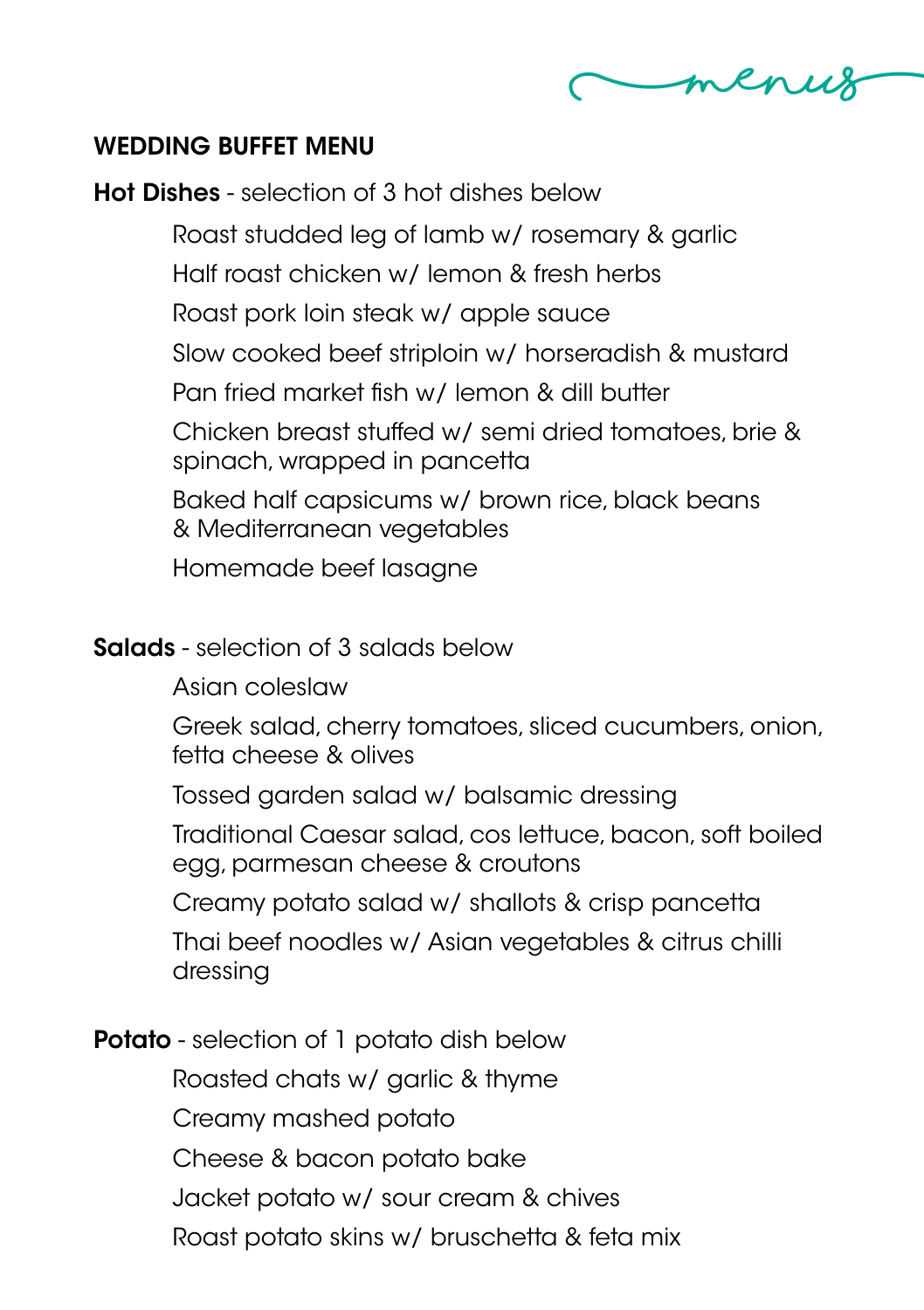## WEDDING BUFFET MENU

**Hot Dishes** - selection of 3 hot dishes below

- Roast studded leg of lamb w/ rosemary & garlic
- Half roast chicken w/ lemon & fresh herbs
- Roast pork loin steak w/ apple sauce
- Slow cooked beef striploin w/ horseradish & mustard
- Pan fried market fish w/ lemon & dill butter
- Chicken breast stuffed w/ semi dried tomatoes, brie & spinach, wrapped in pancetta
- Baked half capsicums w/ brown rice, black beans & Mediterranean vegetables
- Homemade beef lasagne

**Salads** - selection of 3 salads below

- Asian coleslaw
- Greek salad, cherry tomatoes, sliced cucumbers, onion, fetta cheese & olives
- Tossed garden salad w/ balsamic dressing
- Traditional Caesar salad, cos lettuce, bacon, soft boiled egg, parmesan cheese & croutons
- Creamy potato salad w/ shallots & crisp pancetta
- Thai beef noodles w/ Asian vegetables & citrus chilli dressing

**Potato** - selection of 1 potato dish below

- Roasted chats w/ garlic & thyme
- Creamy mashed potato
- Cheese & bacon potato bake
- Jacket potato w/ sour cream & chives
- Roast potato skins w/ bruschetta & feta mix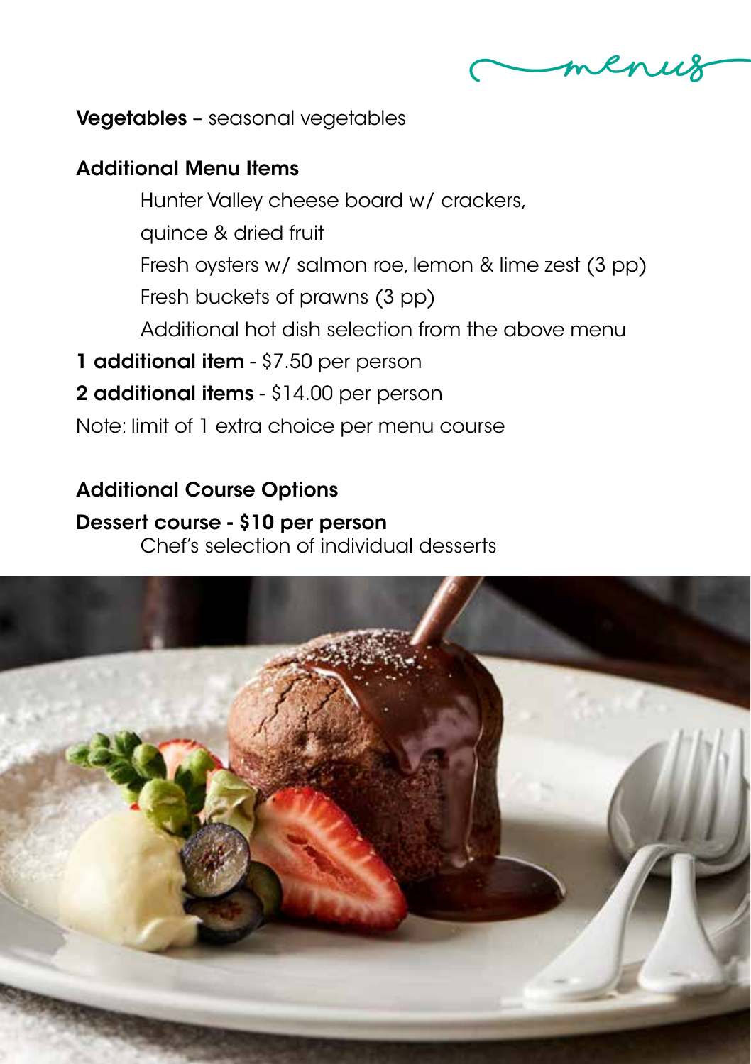**Vegetables** – seasonal vegetables

**Additional Menu Items**

Hunter Valley cheese board w/ crackers,
quince & dried fruit
Fresh oysters w/ salmon roe, lemon & lime zest (3 pp)
Fresh buckets of prawns (3 pp)
Additional hot dish selection from the above menu

**1 additional item** - $7.50 per person
**2 additional items** - $14.00 per person
Note: limit of 1 extra choice per menu course

**Additional Course Options**

**Dessert course - $10 per person**
Chef's selection of individual desserts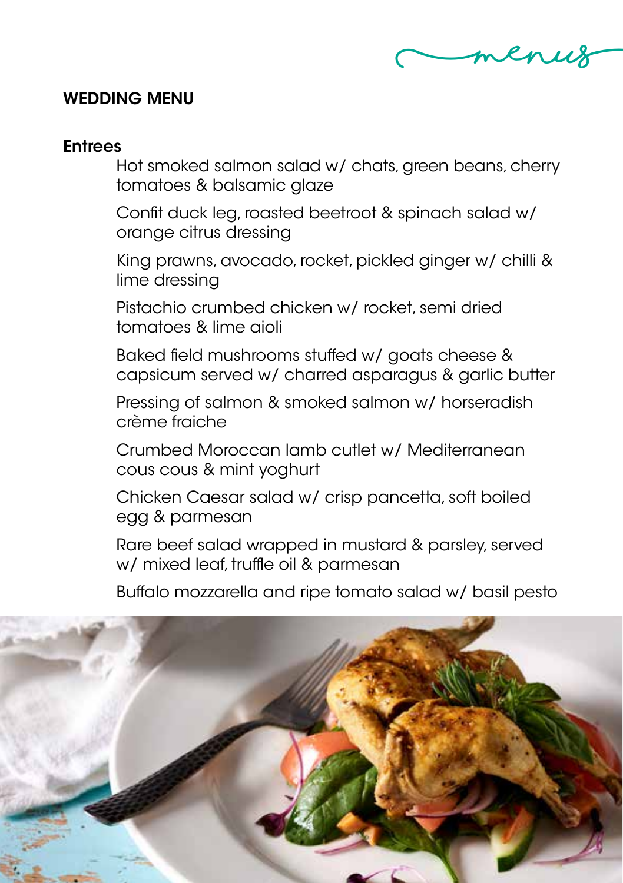## WEDDING MENU

### Entrees

Hot smoked salmon salad w/ chats, green beans, cherry tomatoes & balsamic glaze

Confit duck leg, roasted beetroot & spinach salad w/ orange citrus dressing

King prawns, avocado, rocket, pickled ginger w/ chilli & lime dressing

Pistachio crumbed chicken w/ rocket, semi dried tomatoes & lime aioli

Baked field mushrooms stuffed w/ goats cheese & capsicum served w/ charred asparagus & garlic butter

Pressing of salmon & smoked salmon w/ horseradish crème fraiche

Crumbed Moroccan lamb cutlet w/ Mediterranean cous cous & mint yoghurt

Chicken Caesar salad w/ crisp pancetta, soft boiled egg & parmesan

Rare beef salad wrapped in mustard & parsley, served w/ mixed leaf, truffle oil & parmesan

Buffalo mozzarella and ripe tomato salad w/ basil pesto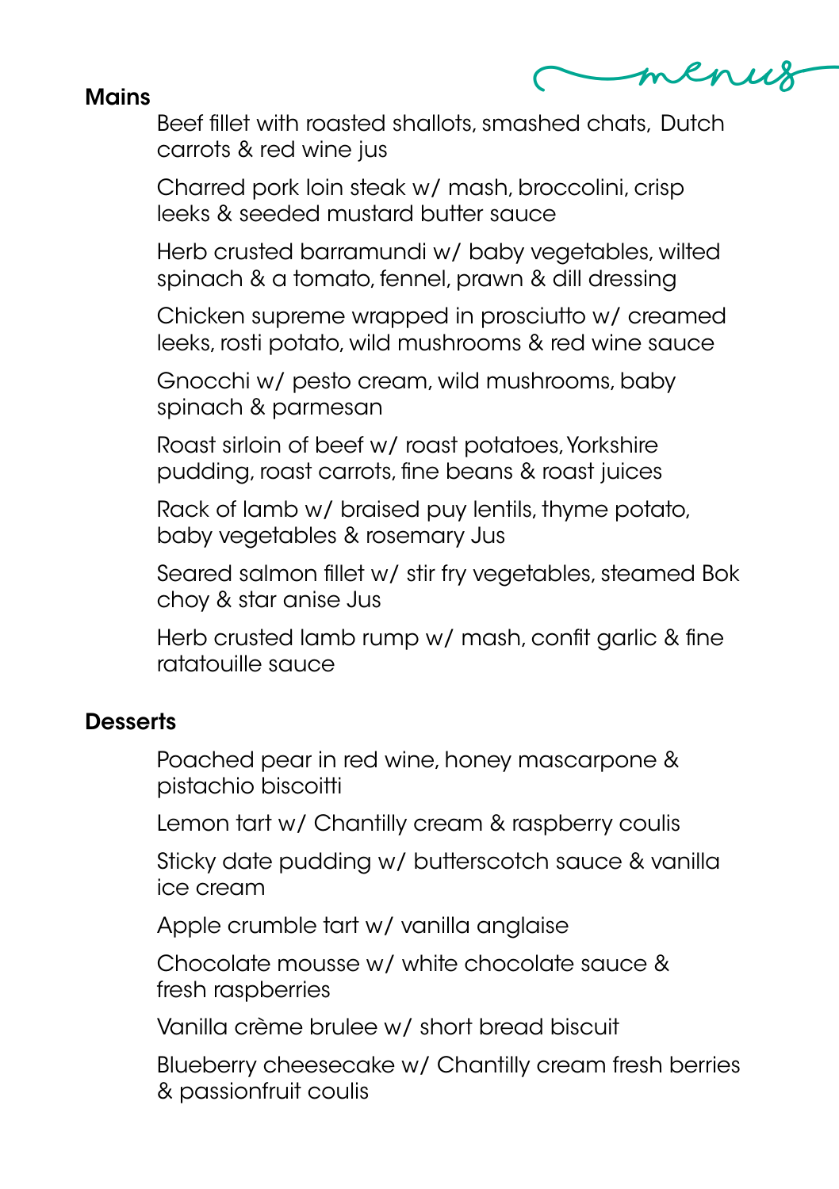## Mains

Beef fillet with roasted shallots, smashed chats, Dutch carrots & red wine jus

Charred pork loin steak w/ mash, broccolini, crisp leeks & seeded mustard butter sauce

Herb crusted barramundi w/ baby vegetables, wilted spinach & a tomato, fennel, prawn & dill dressing

Chicken supreme wrapped in prosciutto w/ creamed leeks, rosti potato, wild mushrooms & red wine sauce

Gnocchi w/ pesto cream, wild mushrooms, baby spinach & parmesan

Roast sirloin of beef w/ roast potatoes, Yorkshire pudding, roast carrots, fine beans & roast juices

Rack of lamb w/ braised puy lentils, thyme potato, baby vegetables & rosemary Jus

Seared salmon fillet w/ stir fry vegetables, steamed Bok choy & star anise Jus

Herb crusted lamb rump w/ mash, confit garlic & fine ratatouille sauce

## Desserts

Poached pear in red wine, honey mascarpone & pistachio biscoitti

Lemon tart w/ Chantilly cream & raspberry coulis

Sticky date pudding w/ butterscotch sauce & vanilla ice cream

Apple crumble tart w/ vanilla anglaise

Chocolate mousse w/ white chocolate sauce & fresh raspberries

Vanilla crème brulee w/ short bread biscuit

Blueberry cheesecake w/ Chantilly cream fresh berries & passionfruit coulis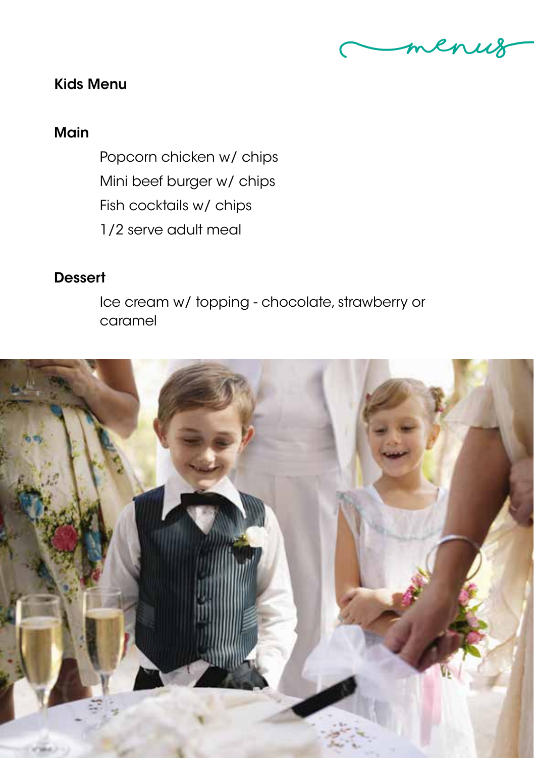menus

# Kids Menu

## Main

Popcorn chicken w/ chips

Mini beef burger w/ chips

Fish cocktails w/ chips

1/2 serve adult meal

## Dessert

Ice cream w/ topping - chocolate, strawberry or caramel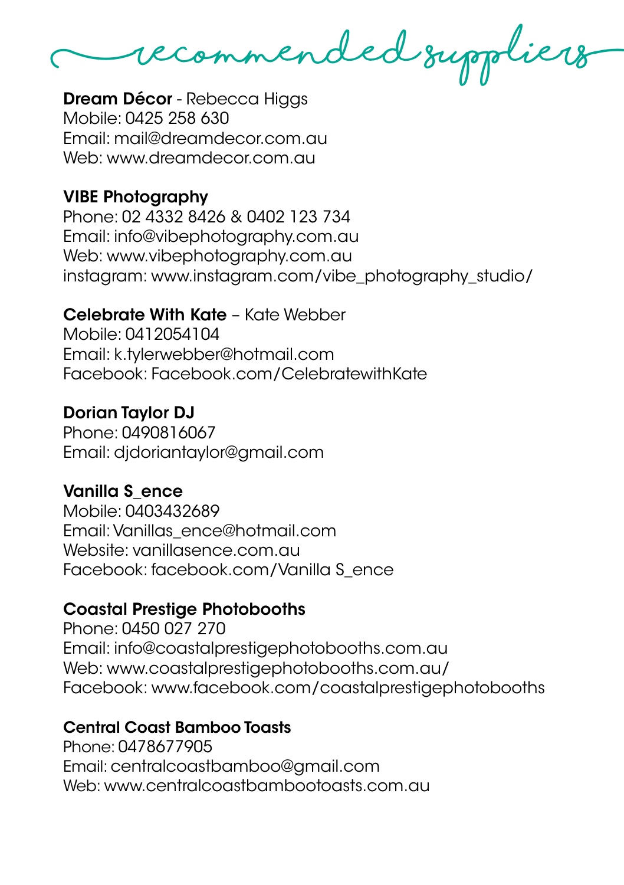# recommended suppliers

**Dream Décor** - Rebecca Higgs
Mobile: 0425 258 630
Email: mail@dreamdecor.com.au
Web: www.dreamdecor.com.au

**VIBE Photography**
Phone: 02 4332 8426 & 0402 123 734
Email: info@vibephotography.com.au
Web: www.vibephotography.com.au
instagram: www.instagram.com/vibe_photography_studio/

**Celebrate With Kate** – Kate Webber
Mobile: 0412054104
Email: k.tylerwebber@hotmail.com
Facebook: Facebook.com/CelebratewithKate

**Dorian Taylor DJ**
Phone: 0490816067
Email: djdoriantaylor@gmail.com

**Vanilla S_ence**
Mobile: 0403432689
Email: Vanillas_ence@hotmail.com
Website: vanillasence.com.au
Facebook: facebook.com/Vanilla S_ence

**Coastal Prestige Photobooths**
Phone: 0450 027 270
Email: info@coastalprestigephotobooths.com.au
Web: www.coastalprestigephotobooths.com.au/
Facebook: www.facebook.com/coastalprestigephotobooths

**Central Coast Bamboo Toasts**
Phone: 0478677905
Email: centralcoastbamboo@gmail.com
Web: www.centralcoastbambootoasts.com.au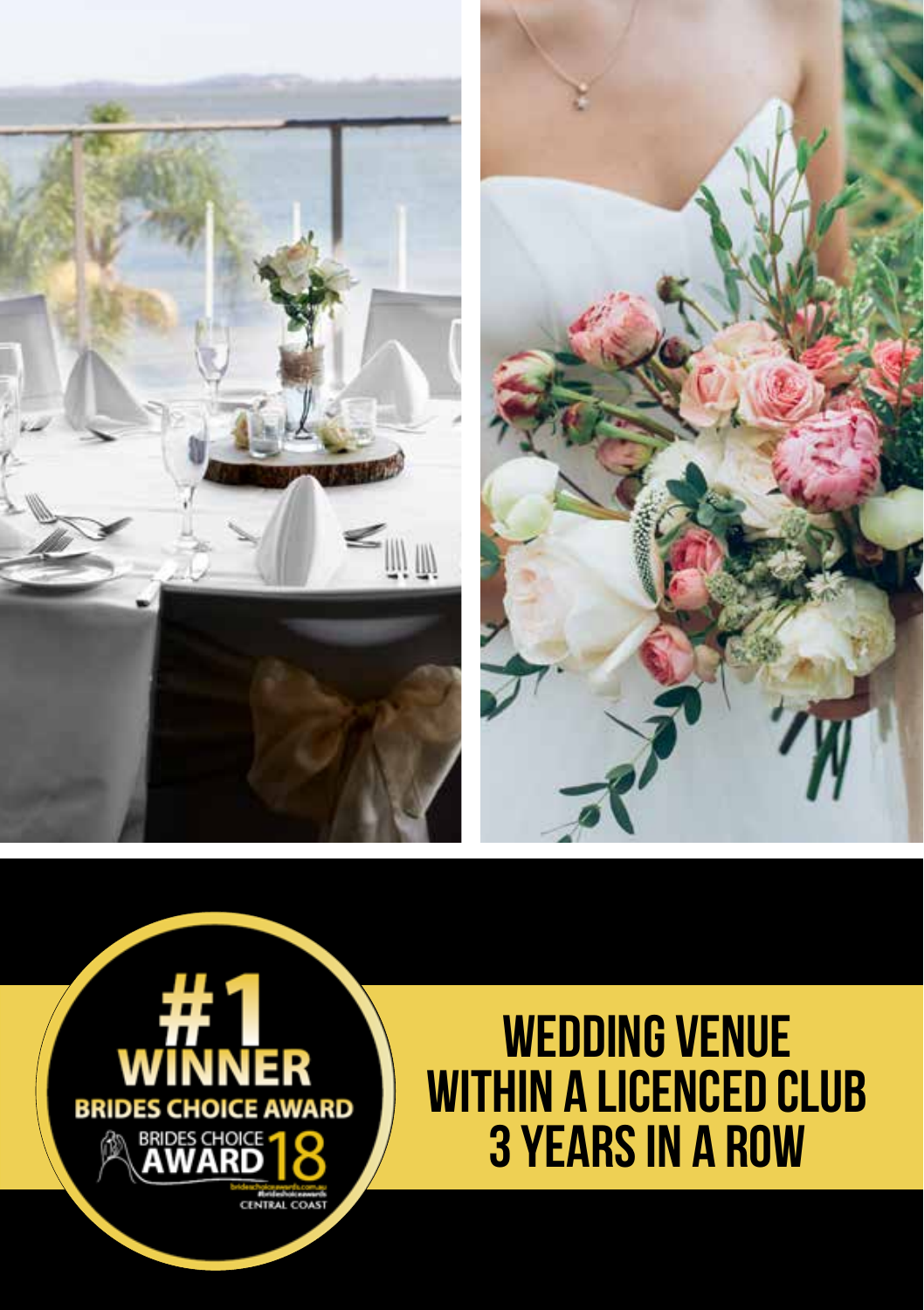#1 WINNER BRIDES CHOICE AWARD

BRIDES CHOICE AWARD 18

bridechoiceawards.com.au

#bridechoiceawards

CENTRAL COAST

# WEDDING VENUE WITHIN A LICENCED CLUB 3 YEARS IN A ROW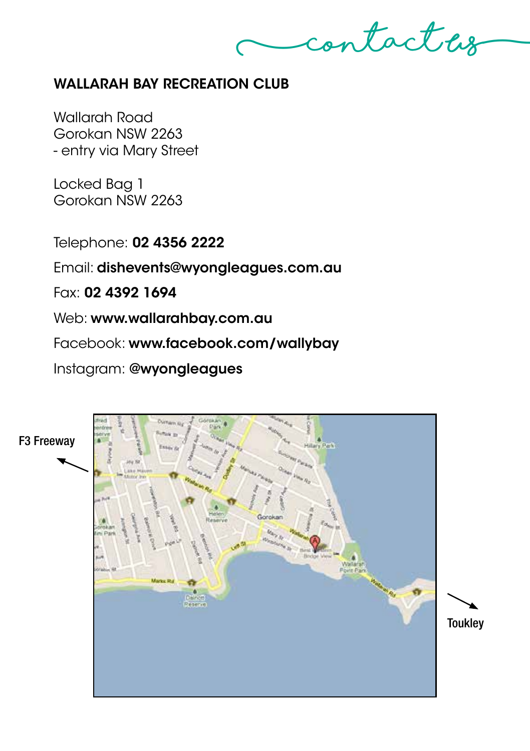contact us

## WALLARAH BAY RECREATION CLUB

Wallarah Road
Gorokan NSW 2263
- entry via Mary Street

Locked Bag 1
Gorokan NSW 2263

Telephone: **02 4356 2222**

Email: **dishevents@wyongleagues.com.au**

Fax: **02 4392 1694**

Web: **www.wallarahbay.com.au**

Facebook: **www.facebook.com/wallybay**

Instagram: **@wyongleagues**

F3 Freeway

Toukley